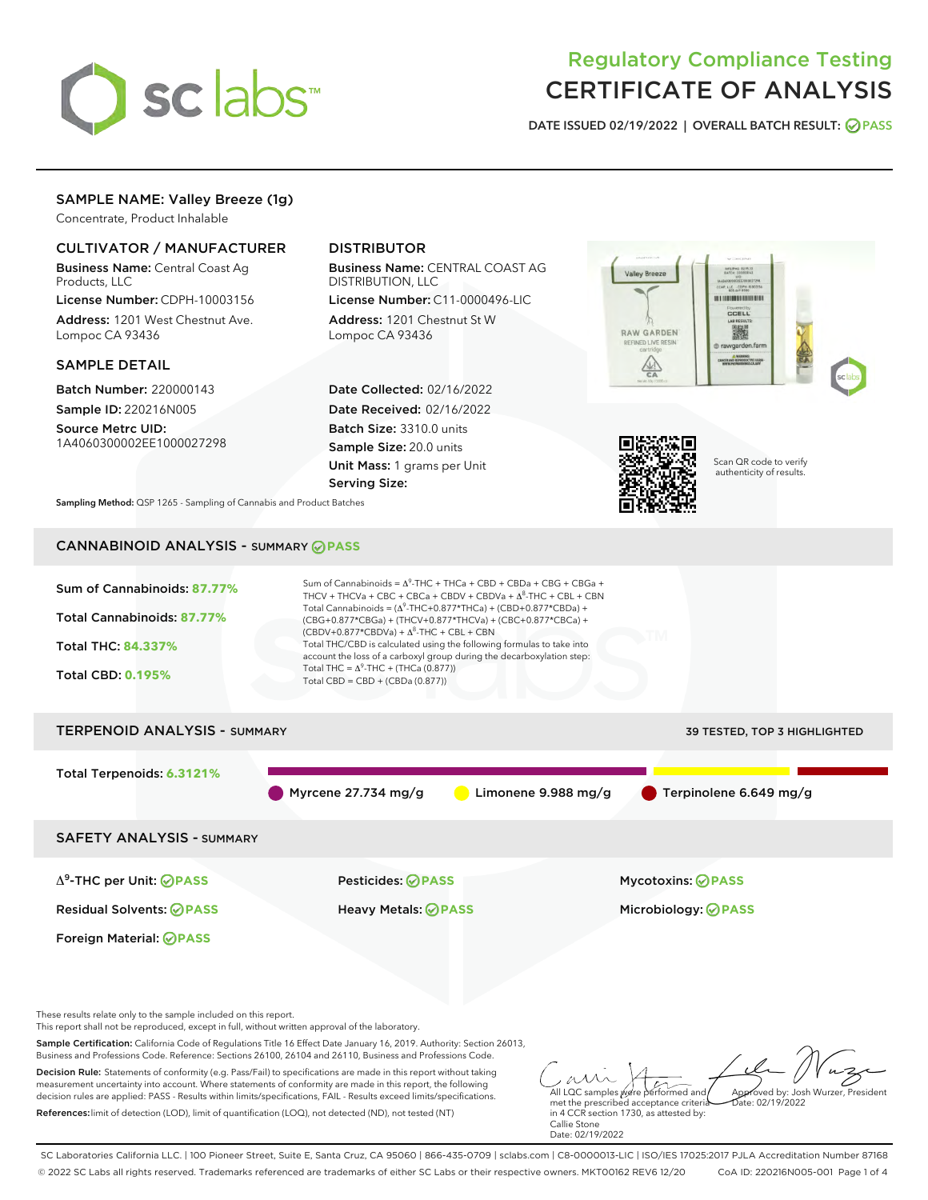# Regulatory Compliance Testing
# CERTIFICATE OF ANALYSIS

DATE ISSUED 02/19/2022 | OVERALL BATCH RESULT: PASS

## SAMPLE NAME: Valley Breeze (1g)

Concentrate, Product Inhalable

### CULTIVATOR / MANUFACTURER

**Business Name:** Central Coast Ag Products, LLC
**License Number:** CDPH-10003156
**Address:** 1201 West Chestnut Ave. Lompoc CA 93436

### DISTRIBUTOR

**Business Name:** CENTRAL COAST AG DISTRIBUTION, LLC
**License Number:** C11-0000496-LIC
**Address:** 1201 Chestnut St W Lompoc CA 93436

### SAMPLE DETAIL

**Batch Number:** 220000143
**Sample ID:** 220216N005
**Source Metrc UID:** 1A4060300002EE1000027298

**Date Collected:** 02/16/2022
**Date Received:** 02/16/2022
**Batch Size:** 3310.0 units
**Sample Size:** 20.0 units
**Unit Mass:** 1 grams per Unit
**Serving Size:**

Scan QR code to verify authenticity of results.

**Sampling Method:** QSP 1265 - Sampling of Cannabis and Product Batches

## CANNABINOID ANALYSIS - SUMMARY PASS

Sum of Cannabinoids: **87.77%**

Total Cannabinoids: **87.77%**

Total THC: **84.337%**

Total CBD: **0.195%**

Sum of Cannabinoids = $\Delta^9$-THC + THCa + CBD + CBDa + CBG + CBGa + THCV + THCVa + CBC + CBCa + CBDV + CBDVa + $\Delta^8$-THC + CBL + CBN

Total Cannabinoids = ($\Delta^9$-THC+0.877\*THCa) + (CBD+0.877\*CBDa) + (CBG+0.877\*CBGa) + (THCV+0.877\*THCVa) + (CBC+0.877\*CBCa) + (CBDV+0.877\*CBDVa) + $\Delta^8$-THC + CBL + CBN

Total THC/CBD is calculated using the following formulas to take into account the loss of a carboxyl group during the decarboxylation step:

Total THC = $\Delta^9$-THC + (THCa (0.877))

Total CBD = CBD + (CBDa (0.877))

## TERPENOID ANALYSIS - SUMMARY

39 TESTED, TOP 3 HIGHLIGHTED

Total Terpenoids: **6.3121%**

Myrcene 27.734 mg/g | Limonene 9.988 mg/g | Terpinolene 6.649 mg/g

## SAFETY ANALYSIS - SUMMARY

| | | |
|---|---|---|
| $\Delta^9$-THC per Unit: PASS | Pesticides: PASS | Mycotoxins: PASS |
| Residual Solvents: PASS | Heavy Metals: PASS | Microbiology: PASS |
| Foreign Material: PASS | | |

These results relate only to the sample included on this report.
This report shall not be reproduced, except in full, without written approval of the laboratory.

**Sample Certification:** California Code of Regulations Title 16 Effect Date January 16, 2019. Authority: Section 26013, Business and Professions Code. Reference: Sections 26100, 26104 and 26110, Business and Professions Code.

**Decision Rule:** Statements of conformity (e.g. Pass/Fail) to specifications are made in this report without taking measurement uncertainty into account. Where statements of conformity are made in this report, the following decision rules are applied: PASS - Results within limits/specifications, FAIL - Results exceed limits/specifications.

**References:** limit of detection (LOD), limit of quantification (LOQ), not detected (ND), not tested (NT)

All LQC samples were performed and met the prescribed acceptance criteria in 4 CCR section 1730, as attested by: Callie Stone
Date: 02/19/2022

Approved by: Josh Wurzer, President
Date: 02/19/2022

SC Laboratories California LLC. | 100 Pioneer Street, Suite E, Santa Cruz, CA 95060 | 866-435-0709 | sclabs.com | C8-0000013-LIC | ISO/IES 17025:2017 PJLA Accreditation Number 87168
© 2022 SC Labs all rights reserved. Trademarks referenced are trademarks of either SC Labs or their respective owners. MKT00162 REV6 12/20 CoA ID: 220216N005-001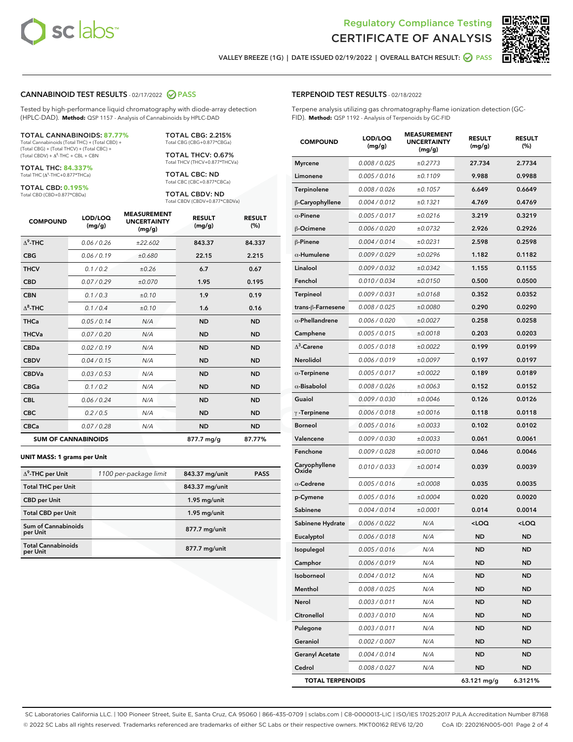# Regulatory Compliance Testing
# CERTIFICATE OF ANALYSIS

VALLEY BREEZE (1G) | DATE ISSUED 02/19/2022 | OVERALL BATCH RESULT: PASS

## CANNABINOID TEST RESULTS - 02/17/2022 PASS

Tested by high-performance liquid chromatography with diode-array detection (HPLC-DAD). **Method:** QSP 1157 - Analysis of Cannabinoids by HPLC-DAD

**TOTAL CANNABINOIDS: 87.77%**
Total Cannabinoids (Total THC) + (Total CBD) + (Total CBG) + (Total THCV) + (Total CBC) + (Total CBDV) + $\Delta^8$-THC + CBL + CBN

**TOTAL THC: 84.337%**
Total THC ($\Delta^9$-THC+0.877*THCa)

**TOTAL CBD: 0.195%**
Total CBD (CBD+0.877*CBDa)

**TOTAL CBG: 2.215%**
Total CBG (CBG+0.877*CBGa)

**TOTAL THCV: 0.67%**
Total THCV (THCV+0.877*THCVa)

**TOTAL CBC: ND**
Total CBC (CBC+0.877*CBCa)

**TOTAL CBDV: ND**
Total CBDV (CBDV+0.877*CBDVa)

| COMPOUND | LOD/LOQ (mg/g) | MEASUREMENT UNCERTAINTY (mg/g) | RESULT (mg/g) | RESULT (%) |
|---|---|---|---|---|
| $\Delta^9$-THC | 0.06 / 0.26 | ±22.602 | 843.37 | 84.337 |
| CBG | 0.06 / 0.19 | ±0.680 | 22.15 | 2.215 |
| THCV | 0.1 / 0.2 | ±0.26 | 6.7 | 0.67 |
| CBD | 0.07 / 0.29 | ±0.070 | 1.95 | 0.195 |
| CBN | 0.1 / 0.3 | ±0.10 | 1.9 | 0.19 |
| $\Delta^8$-THC | 0.1 / 0.4 | ±0.10 | 1.6 | 0.16 |
| THCa | 0.05 / 0.14 | N/A | ND | ND |
| THCVa | 0.07 / 0.20 | N/A | ND | ND |
| CBDa | 0.02 / 0.19 | N/A | ND | ND |
| CBDV | 0.04 / 0.15 | N/A | ND | ND |
| CBDVa | 0.03 / 0.53 | N/A | ND | ND |
| CBGa | 0.1 / 0.2 | N/A | ND | ND |
| CBL | 0.06 / 0.24 | N/A | ND | ND |
| CBC | 0.2 / 0.5 | N/A | ND | ND |
| CBCa | 0.07 / 0.28 | N/A | ND | ND |
| **SUM OF CANNABINOIDS** | | | 877.7 mg/g | 87.77% |

**UNIT MASS: 1 grams per Unit**

| | | | |
|---|---|---|---|
| $\Delta^9$-THC per Unit | 1100 per-package limit | 843.37 mg/unit | PASS |
| Total THC per Unit | | 843.37 mg/unit | |
| CBD per Unit | | 1.95 mg/unit | |
| Total CBD per Unit | | 1.95 mg/unit | |
| Sum of Cannabinoids per Unit | | 877.7 mg/unit | |
| Total Cannabinoids per Unit | | 877.7 mg/unit | |

## TERPENOID TEST RESULTS - 02/18/2022

Terpene analysis utilizing gas chromatography-flame ionization detection (GC-FID). **Method:** QSP 1192 - Analysis of Terpenoids by GC-FID

| COMPOUND | LOD/LOQ (mg/g) | MEASUREMENT UNCERTAINTY (mg/g) | RESULT (mg/g) | RESULT (%) |
|---|---|---|---|---|
| Myrcene | 0.008 / 0.025 | ±0.2773 | 27.734 | 2.7734 |
| Limonene | 0.005 / 0.016 | ±0.1109 | 9.988 | 0.9988 |
| Terpinolene | 0.008 / 0.026 | ±0.1057 | 6.649 | 0.6649 |
| β-Caryophyllene | 0.004 / 0.012 | ±0.1321 | 4.769 | 0.4769 |
| α-Pinene | 0.005 / 0.017 | ±0.0216 | 3.219 | 0.3219 |
| β-Ocimene | 0.006 / 0.020 | ±0.0732 | 2.926 | 0.2926 |
| β-Pinene | 0.004 / 0.014 | ±0.0231 | 2.598 | 0.2598 |
| α-Humulene | 0.009 / 0.029 | ±0.0296 | 1.182 | 0.1182 |
| Linalool | 0.009 / 0.032 | ±0.0342 | 1.155 | 0.1155 |
| Fenchol | 0.010 / 0.034 | ±0.0150 | 0.500 | 0.0500 |
| Terpineol | 0.009 / 0.031 | ±0.0168 | 0.352 | 0.0352 |
| trans-β-Farnesene | 0.008 / 0.025 | ±0.0080 | 0.290 | 0.0290 |
| α-Phellandrene | 0.006 / 0.020 | ±0.0027 | 0.258 | 0.0258 |
| Camphene | 0.005 / 0.015 | ±0.0018 | 0.203 | 0.0203 |
| $\Delta^3$-Carene | 0.005 / 0.018 | ±0.0022 | 0.199 | 0.0199 |
| Nerolidol | 0.006 / 0.019 | ±0.0097 | 0.197 | 0.0197 |
| α-Terpinene | 0.005 / 0.017 | ±0.0022 | 0.189 | 0.0189 |
| α-Bisabolol | 0.008 / 0.026 | ±0.0063 | 0.152 | 0.0152 |
| Guaiol | 0.009 / 0.030 | ±0.0046 | 0.126 | 0.0126 |
| γ-Terpinene | 0.006 / 0.018 | ±0.0016 | 0.118 | 0.0118 |
| Borneol | 0.005 / 0.016 | ±0.0033 | 0.102 | 0.0102 |
| Valencene | 0.009 / 0.030 | ±0.0033 | 0.061 | 0.0061 |
| Fenchone | 0.009 / 0.028 | ±0.0010 | 0.046 | 0.0046 |
| Caryophyllene Oxide | 0.010 / 0.033 | ±0.0014 | 0.039 | 0.0039 |
| α-Cedrene | 0.005 / 0.016 | ±0.0008 | 0.035 | 0.0035 |
| p-Cymene | 0.005 / 0.016 | ±0.0004 | 0.020 | 0.0020 |
| Sabinene | 0.004 / 0.014 | ±0.0001 | 0.014 | 0.0014 |
| Sabinene Hydrate | 0.006 / 0.022 | N/A | <LOQ | <LOQ |
| Eucalyptol | 0.006 / 0.018 | N/A | ND | ND |
| Isopulegol | 0.005 / 0.016 | N/A | ND | ND |
| Camphor | 0.006 / 0.019 | N/A | ND | ND |
| Isoborneol | 0.004 / 0.012 | N/A | ND | ND |
| Menthol | 0.008 / 0.025 | N/A | ND | ND |
| Nerol | 0.003 / 0.011 | N/A | ND | ND |
| Citronellol | 0.003 / 0.010 | N/A | ND | ND |
| Pulegone | 0.003 / 0.011 | N/A | ND | ND |
| Geraniol | 0.002 / 0.007 | N/A | ND | ND |
| Geranyl Acetate | 0.004 / 0.014 | N/A | ND | ND |
| Cedrol | 0.008 / 0.027 | N/A | ND | ND |
| **TOTAL TERPENOIDS** | | | 63.121 mg/g | 6.3121% |

SC Laboratories California LLC. | 100 Pioneer Street, Suite E, Santa Cruz, CA 95060 | 866-435-0709 | sclabs.com | C8-0000013-LIC | ISO/IES 17025:2017 PJLA Accreditation Number 87168
© 2022 SC Labs all rights reserved. Trademarks referenced are trademarks of either SC Labs or their respective owners. MKT00162 REV6 12/20 CoA ID: 220216N005-001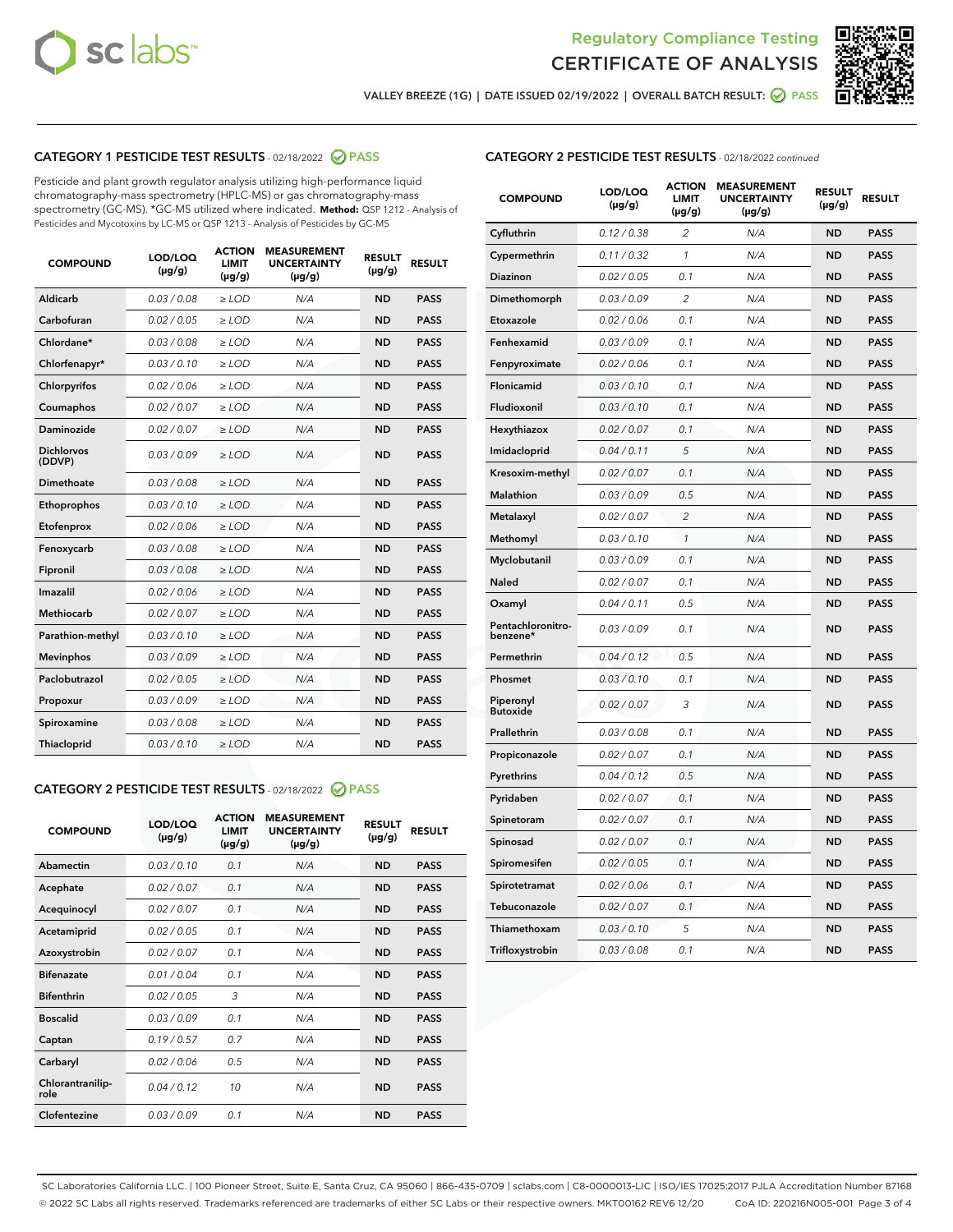Regulatory Compliance Testing
# CERTIFICATE OF ANALYSIS

VALLEY BREEZE (1G) | DATE ISSUED 02/19/2022 | OVERALL BATCH RESULT: PASS

## CATEGORY 1 PESTICIDE TEST RESULTS - 02/18/2022 PASS

Pesticide and plant growth regulator analysis utilizing high-performance liquid chromatography-mass spectrometry (HPLC-MS) or gas chromatography-mass spectrometry (GC-MS). *GC-MS utilized where indicated. **Method:** QSP 1212 - Analysis of Pesticides and Mycotoxins by LC-MS or QSP 1213 - Analysis of Pesticides by GC-MS

| COMPOUND | LOD/LOQ (µg/g) | ACTION LIMIT (µg/g) | MEASUREMENT UNCERTAINTY (µg/g) | RESULT (µg/g) | RESULT |
|---|---|---|---|---|---|
| Aldicarb | 0.03 / 0.08 | ≥ LOD | N/A | ND | PASS |
| Carbofuran | 0.02 / 0.05 | ≥ LOD | N/A | ND | PASS |
| Chlordane* | 0.03 / 0.08 | ≥ LOD | N/A | ND | PASS |
| Chlorfenapyr* | 0.03 / 0.10 | ≥ LOD | N/A | ND | PASS |
| Chlorpyrifos | 0.02 / 0.06 | ≥ LOD | N/A | ND | PASS |
| Coumaphos | 0.02 / 0.07 | ≥ LOD | N/A | ND | PASS |
| Daminozide | 0.02 / 0.07 | ≥ LOD | N/A | ND | PASS |
| Dichlorvos (DDVP) | 0.03 / 0.09 | ≥ LOD | N/A | ND | PASS |
| Dimethoate | 0.03 / 0.08 | ≥ LOD | N/A | ND | PASS |
| Ethoprophos | 0.03 / 0.10 | ≥ LOD | N/A | ND | PASS |
| Etofenprox | 0.02 / 0.06 | ≥ LOD | N/A | ND | PASS |
| Fenoxycarb | 0.03 / 0.08 | ≥ LOD | N/A | ND | PASS |
| Fipronil | 0.03 / 0.08 | ≥ LOD | N/A | ND | PASS |
| Imazalil | 0.02 / 0.06 | ≥ LOD | N/A | ND | PASS |
| Methiocarb | 0.02 / 0.07 | ≥ LOD | N/A | ND | PASS |
| Parathion-methyl | 0.03 / 0.10 | ≥ LOD | N/A | ND | PASS |
| Mevinphos | 0.03 / 0.09 | ≥ LOD | N/A | ND | PASS |
| Paclobutrazol | 0.02 / 0.05 | ≥ LOD | N/A | ND | PASS |
| Propoxur | 0.03 / 0.09 | ≥ LOD | N/A | ND | PASS |
| Spiroxamine | 0.03 / 0.08 | ≥ LOD | N/A | ND | PASS |
| Thiacloprid | 0.03 / 0.10 | ≥ LOD | N/A | ND | PASS |

## CATEGORY 2 PESTICIDE TEST RESULTS - 02/18/2022 PASS

| COMPOUND | LOD/LOQ (µg/g) | ACTION LIMIT (µg/g) | MEASUREMENT UNCERTAINTY (µg/g) | RESULT (µg/g) | RESULT |
|---|---|---|---|---|---|
| Abamectin | 0.03 / 0.10 | 0.1 | N/A | ND | PASS |
| Acephate | 0.02 / 0.07 | 0.1 | N/A | ND | PASS |
| Acequinocyl | 0.02 / 0.07 | 0.1 | N/A | ND | PASS |
| Acetamiprid | 0.02 / 0.05 | 0.1 | N/A | ND | PASS |
| Azoxystrobin | 0.02 / 0.07 | 0.1 | N/A | ND | PASS |
| Bifenazate | 0.01 / 0.04 | 0.1 | N/A | ND | PASS |
| Bifenthrin | 0.02 / 0.05 | 3 | N/A | ND | PASS |
| Boscalid | 0.03 / 0.09 | 0.1 | N/A | ND | PASS |
| Captan | 0.19 / 0.57 | 0.7 | N/A | ND | PASS |
| Carbaryl | 0.02 / 0.06 | 0.5 | N/A | ND | PASS |
| Chlorantraniliprole | 0.04 / 0.12 | 10 | N/A | ND | PASS |
| Clofentezine | 0.03 / 0.09 | 0.1 | N/A | ND | PASS |
| Cyfluthrin | 0.12 / 0.38 | 2 | N/A | ND | PASS |
| Cypermethrin | 0.11 / 0.32 | 1 | N/A | ND | PASS |
| Diazinon | 0.02 / 0.05 | 0.1 | N/A | ND | PASS |
| Dimethomorph | 0.03 / 0.09 | 2 | N/A | ND | PASS |
| Etoxazole | 0.02 / 0.06 | 0.1 | N/A | ND | PASS |
| Fenhexamid | 0.03 / 0.09 | 0.1 | N/A | ND | PASS |
| Fenpyroximate | 0.02 / 0.06 | 0.1 | N/A | ND | PASS |
| Flonicamid | 0.03 / 0.10 | 0.1 | N/A | ND | PASS |
| Fludioxonil | 0.03 / 0.10 | 0.1 | N/A | ND | PASS |
| Hexythiazox | 0.02 / 0.07 | 0.1 | N/A | ND | PASS |
| Imidacloprid | 0.04 / 0.11 | 5 | N/A | ND | PASS |
| Kresoxim-methyl | 0.02 / 0.07 | 0.1 | N/A | ND | PASS |
| Malathion | 0.03 / 0.09 | 0.5 | N/A | ND | PASS |
| Metalaxyl | 0.02 / 0.07 | 2 | N/A | ND | PASS |
| Methomyl | 0.03 / 0.10 | 1 | N/A | ND | PASS |
| Myclobutanil | 0.03 / 0.09 | 0.1 | N/A | ND | PASS |
| Naled | 0.02 / 0.07 | 0.1 | N/A | ND | PASS |
| Oxamyl | 0.04 / 0.11 | 0.5 | N/A | ND | PASS |
| Pentachloronitrobenzene* | 0.03 / 0.09 | 0.1 | N/A | ND | PASS |
| Permethrin | 0.04 / 0.12 | 0.5 | N/A | ND | PASS |
| Phosmet | 0.03 / 0.10 | 0.1 | N/A | ND | PASS |
| Piperonyl Butoxide | 0.02 / 0.07 | 3 | N/A | ND | PASS |
| Prallethrin | 0.03 / 0.08 | 0.1 | N/A | ND | PASS |
| Propiconazole | 0.02 / 0.07 | 0.1 | N/A | ND | PASS |
| Pyrethrins | 0.04 / 0.12 | 0.5 | N/A | ND | PASS |
| Pyridaben | 0.02 / 0.07 | 0.1 | N/A | ND | PASS |
| Spinetoram | 0.02 / 0.07 | 0.1 | N/A | ND | PASS |
| Spinosad | 0.02 / 0.07 | 0.1 | N/A | ND | PASS |
| Spiromesifen | 0.02 / 0.05 | 0.1 | N/A | ND | PASS |
| Spirotetramat | 0.02 / 0.06 | 0.1 | N/A | ND | PASS |
| Tebuconazole | 0.02 / 0.07 | 0.1 | N/A | ND | PASS |
| Thiamethoxam | 0.03 / 0.10 | 5 | N/A | ND | PASS |
| Trifloxystrobin | 0.03 / 0.08 | 0.1 | N/A | ND | PASS |

SC Laboratories California LLC. | 100 Pioneer Street, Suite E, Santa Cruz, CA 95060 | 866-435-0709 | sclabs.com | C8-0000013-LIC | ISO/IES 17025:2017 PJLA Accreditation Number 87168
© 2022 SC Labs all rights reserved. Trademarks referenced are trademarks of either SC Labs or their respective owners. MKT00162 REV6 12/20 CoA ID: 220216N005-001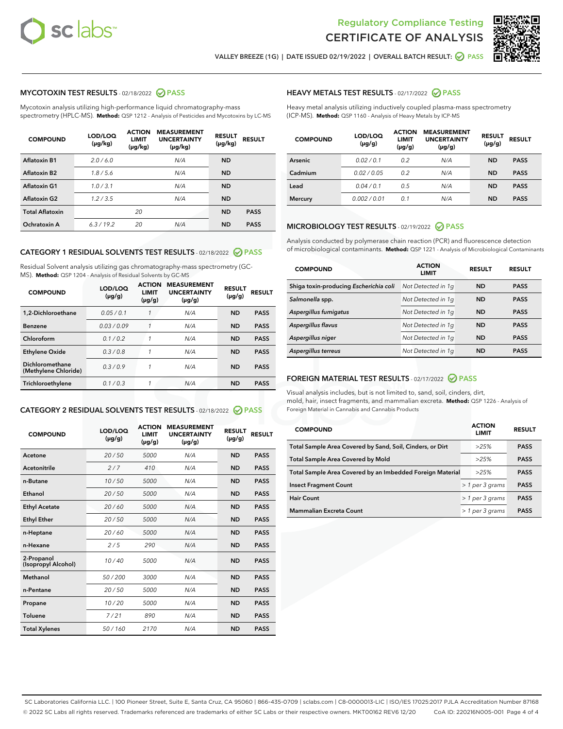# Regulatory Compliance Testing
# CERTIFICATE OF ANALYSIS

VALLEY BREEZE (1G) | DATE ISSUED 02/19/2022 | OVERALL BATCH RESULT: PASS

## MYCOTOXIN TEST RESULTS - 02/18/2022 PASS

Mycotoxin analysis utilizing high-performance liquid chromatography-mass spectrometry (HPLC-MS). **Method:** QSP 1212 - Analysis of Pesticides and Mycotoxins by LC-MS

| COMPOUND | LOD/LOQ (µg/kg) | ACTION LIMIT (µg/kg) | MEASUREMENT UNCERTAINTY (µg/kg) | RESULT (µg/kg) | RESULT |
|---|---|---|---|---|---|
| Aflatoxin B1 | 2.0 / 6.0 | | N/A | ND | |
| Aflatoxin B2 | 1.8 / 5.6 | | N/A | ND | |
| Aflatoxin G1 | 1.0 / 3.1 | | N/A | ND | |
| Aflatoxin G2 | 1.2 / 3.5 | | N/A | ND | |
| Total Aflatoxin | | 20 | | ND | PASS |
| Ochratoxin A | 6.3 / 19.2 | 20 | N/A | ND | PASS |

## CATEGORY 1 RESIDUAL SOLVENTS TEST RESULTS - 02/18/2022 PASS

Residual Solvent analysis utilizing gas chromatography-mass spectrometry (GC-MS). **Method:** QSP 1204 - Analysis of Residual Solvents by GC-MS

| COMPOUND | LOD/LOQ (µg/g) | ACTION LIMIT (µg/g) | MEASUREMENT UNCERTAINTY (µg/g) | RESULT (µg/g) | RESULT |
|---|---|---|---|---|---|
| 1,2-Dichloroethane | 0.05 / 0.1 | 1 | N/A | ND | PASS |
| Benzene | 0.03 / 0.09 | 1 | N/A | ND | PASS |
| Chloroform | 0.1 / 0.2 | 1 | N/A | ND | PASS |
| Ethylene Oxide | 0.3 / 0.8 | 1 | N/A | ND | PASS |
| Dichloromethane (Methylene Chloride) | 0.3 / 0.9 | 1 | N/A | ND | PASS |
| Trichloroethylene | 0.1 / 0.3 | 1 | N/A | ND | PASS |

## CATEGORY 2 RESIDUAL SOLVENTS TEST RESULTS - 02/18/2022 PASS

| COMPOUND | LOD/LOQ (µg/g) | ACTION LIMIT (µg/g) | MEASUREMENT UNCERTAINTY (µg/g) | RESULT (µg/g) | RESULT |
|---|---|---|---|---|---|
| Acetone | 20 / 50 | 5000 | N/A | ND | PASS |
| Acetonitrile | 2 / 7 | 410 | N/A | ND | PASS |
| n-Butane | 10 / 50 | 5000 | N/A | ND | PASS |
| Ethanol | 20 / 50 | 5000 | N/A | ND | PASS |
| Ethyl Acetate | 20 / 60 | 5000 | N/A | ND | PASS |
| Ethyl Ether | 20 / 50 | 5000 | N/A | ND | PASS |
| n-Heptane | 20 / 60 | 5000 | N/A | ND | PASS |
| n-Hexane | 2 / 5 | 290 | N/A | ND | PASS |
| 2-Propanol (Isopropyl Alcohol) | 10 / 40 | 5000 | N/A | ND | PASS |
| Methanol | 50 / 200 | 3000 | N/A | ND | PASS |
| n-Pentane | 20 / 50 | 5000 | N/A | ND | PASS |
| Propane | 10 / 20 | 5000 | N/A | ND | PASS |
| Toluene | 7 / 21 | 890 | N/A | ND | PASS |
| Total Xylenes | 50 / 160 | 2170 | N/A | ND | PASS |

## HEAVY METALS TEST RESULTS - 02/17/2022 PASS

Heavy metal analysis utilizing inductively coupled plasma-mass spectrometry (ICP-MS). **Method:** QSP 1160 - Analysis of Heavy Metals by ICP-MS

| COMPOUND | LOD/LOQ (µg/g) | ACTION LIMIT (µg/g) | MEASUREMENT UNCERTAINTY (µg/g) | RESULT (µg/g) | RESULT |
|---|---|---|---|---|---|
| Arsenic | 0.02 / 0.1 | 0.2 | N/A | ND | PASS |
| Cadmium | 0.02 / 0.05 | 0.2 | N/A | ND | PASS |
| Lead | 0.04 / 0.1 | 0.5 | N/A | ND | PASS |
| Mercury | 0.002 / 0.01 | 0.1 | N/A | ND | PASS |

## MICROBIOLOGY TEST RESULTS - 02/19/2022 PASS

Analysis conducted by polymerase chain reaction (PCR) and fluorescence detection of microbiological contaminants. **Method:** QSP 1221 - Analysis of Microbiological Contaminants

| COMPOUND | ACTION LIMIT | RESULT | RESULT |
|---|---|---|---|
| Shiga toxin-producing *Escherichia coli* | Not Detected in 1g | ND | PASS |
| *Salmonella* spp. | Not Detected in 1g | ND | PASS |
| *Aspergillus fumigatus* | Not Detected in 1g | ND | PASS |
| *Aspergillus flavus* | Not Detected in 1g | ND | PASS |
| *Aspergillus niger* | Not Detected in 1g | ND | PASS |
| *Aspergillus terreus* | Not Detected in 1g | ND | PASS |

## FOREIGN MATERIAL TEST RESULTS - 02/17/2022 PASS

Visual analysis includes, but is not limited to, sand, soil, cinders, dirt, mold, hair, insect fragments, and mammalian excreta. **Method:** QSP 1226 - Analysis of Foreign Material in Cannabis and Cannabis Products

| COMPOUND | ACTION LIMIT | RESULT |
|---|---|---|
| Total Sample Area Covered by Sand, Soil, Cinders, or Dirt | >25% | PASS |
| Total Sample Area Covered by Mold | >25% | PASS |
| Total Sample Area Covered by an Imbedded Foreign Material | >25% | PASS |
| Insect Fragment Count | > 1 per 3 grams | PASS |
| Hair Count | > 1 per 3 grams | PASS |
| Mammalian Excreta Count | > 1 per 3 grams | PASS |

SC Laboratories California LLC. | 100 Pioneer Street, Suite E, Santa Cruz, CA 95060 | 866-435-0709 | sclabs.com | C8-0000013-LIC | ISO/IES 17025:2017 PJLA Accreditation Number 87168
© 2022 SC Labs all rights reserved. Trademarks referenced are trademarks of either SC Labs or their respective owners. MKT00162 REV6 12/20 CoA ID: 220216N005-001